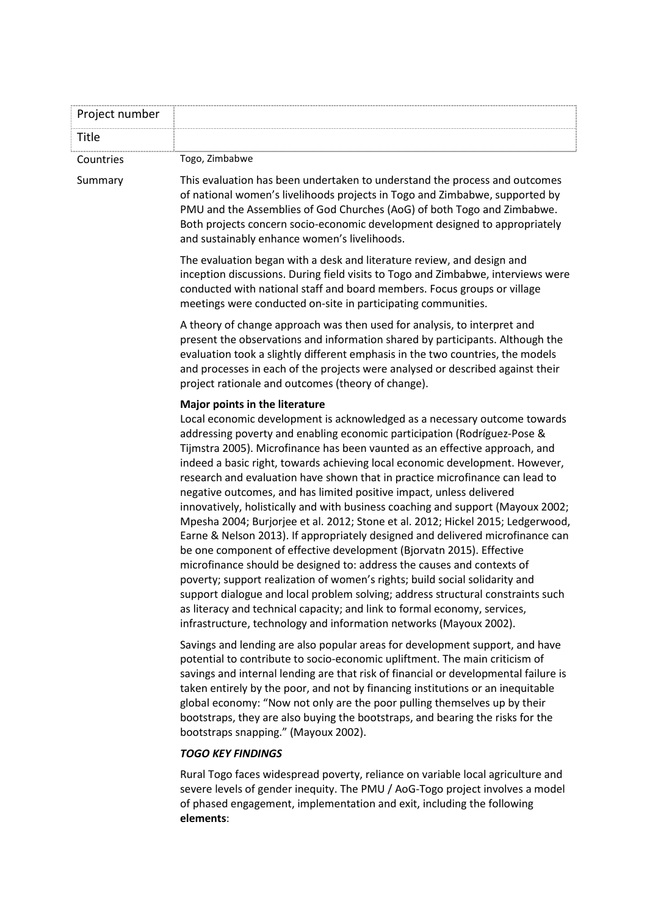| Project number | |
|---|---|
| Title | |

Countries: Togo, Zimbabwe

Summary

This evaluation has been undertaken to understand the process and outcomes of national women's livelihoods projects in Togo and Zimbabwe, supported by PMU and the Assemblies of God Churches (AoG) of both Togo and Zimbabwe. Both projects concern socio-economic development designed to appropriately and sustainably enhance women's livelihoods.

The evaluation began with a desk and literature review, and design and inception discussions. During field visits to Togo and Zimbabwe, interviews were conducted with national staff and board members. Focus groups or village meetings were conducted on-site in participating communities.

A theory of change approach was then used for analysis, to interpret and present the observations and information shared by participants. Although the evaluation took a slightly different emphasis in the two countries, the models and processes in each of the projects were analysed or described against their project rationale and outcomes (theory of change).

**Major points in the literature**

Local economic development is acknowledged as a necessary outcome towards addressing poverty and enabling economic participation (Rodríguez-Pose & Tijmstra 2005). Microfinance has been vaunted as an effective approach, and indeed a basic right, towards achieving local economic development. However, research and evaluation have shown that in practice microfinance can lead to negative outcomes, and has limited positive impact, unless delivered innovatively, holistically and with business coaching and support (Mayoux 2002; Mpesha 2004; Burjorjee et al. 2012; Stone et al. 2012; Hickel 2015; Ledgerwood, Earne & Nelson 2013). If appropriately designed and delivered microfinance can be one component of effective development (Bjorvatn 2015). Effective microfinance should be designed to: address the causes and contexts of poverty; support realization of women's rights; build social solidarity and support dialogue and local problem solving; address structural constraints such as literacy and technical capacity; and link to formal economy, services, infrastructure, technology and information networks (Mayoux 2002).

Savings and lending are also popular areas for development support, and have potential to contribute to socio-economic upliftment. The main criticism of savings and internal lending are that risk of financial or developmental failure is taken entirely by the poor, and not by financing institutions or an inequitable global economy: "Now not only are the poor pulling themselves up by their bootstraps, they are also buying the bootstraps, and bearing the risks for the bootstraps snapping." (Mayoux 2002).

***TOGO KEY FINDINGS***

Rural Togo faces widespread poverty, reliance on variable local agriculture and severe levels of gender inequity. The PMU / AoG-Togo project involves a model of phased engagement, implementation and exit, including the following **elements**: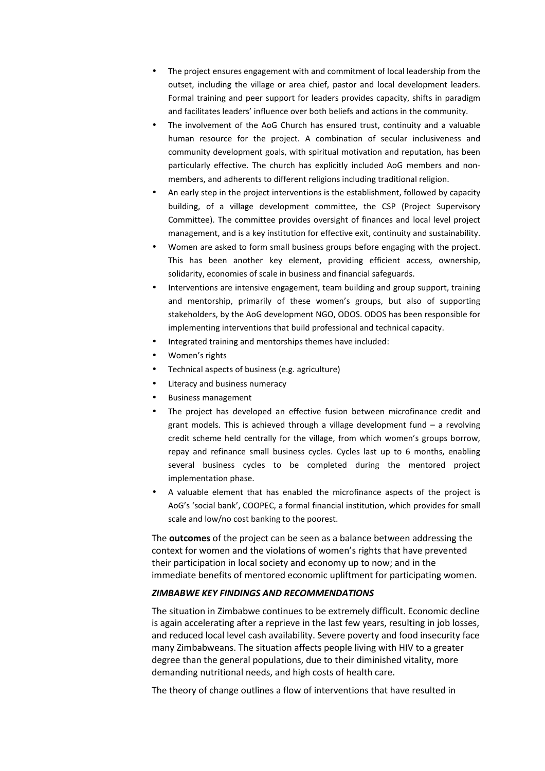- The project ensures engagement with and commitment of local leadership from the outset, including the village or area chief, pastor and local development leaders. Formal training and peer support for leaders provides capacity, shifts in paradigm and facilitates leaders' influence over both beliefs and actions in the community.
- The involvement of the AoG Church has ensured trust, continuity and a valuable human resource for the project. A combination of secular inclusiveness and community development goals, with spiritual motivation and reputation, has been particularly effective. The church has explicitly included AoG members and non-members, and adherents to different religions including traditional religion.
- An early step in the project interventions is the establishment, followed by capacity building, of a village development committee, the CSP (Project Supervisory Committee). The committee provides oversight of finances and local level project management, and is a key institution for effective exit, continuity and sustainability.
- Women are asked to form small business groups before engaging with the project. This has been another key element, providing efficient access, ownership, solidarity, economies of scale in business and financial safeguards.
- Interventions are intensive engagement, team building and group support, training and mentorship, primarily of these women's groups, but also of supporting stakeholders, by the AoG development NGO, ODOS. ODOS has been responsible for implementing interventions that build professional and technical capacity.
- Integrated training and mentorships themes have included:
- Women's rights
- Technical aspects of business (e.g. agriculture)
- Literacy and business numeracy
- Business management
- The project has developed an effective fusion between microfinance credit and grant models. This is achieved through a village development fund – a revolving credit scheme held centrally for the village, from which women's groups borrow, repay and refinance small business cycles. Cycles last up to 6 months, enabling several business cycles to be completed during the mentored project implementation phase.
- A valuable element that has enabled the microfinance aspects of the project is AoG's 'social bank', COOPEC, a formal financial institution, which provides for small scale and low/no cost banking to the poorest.

The **outcomes** of the project can be seen as a balance between addressing the context for women and the violations of women's rights that have prevented their participation in local society and economy up to now; and in the immediate benefits of mentored economic upliftment for participating women.

***ZIMBABWE KEY FINDINGS AND RECOMMENDATIONS***

The situation in Zimbabwe continues to be extremely difficult. Economic decline is again accelerating after a reprieve in the last few years, resulting in job losses, and reduced local level cash availability. Severe poverty and food insecurity face many Zimbabweans. The situation affects people living with HIV to a greater degree than the general populations, due to their diminished vitality, more demanding nutritional needs, and high costs of health care.

The theory of change outlines a flow of interventions that have resulted in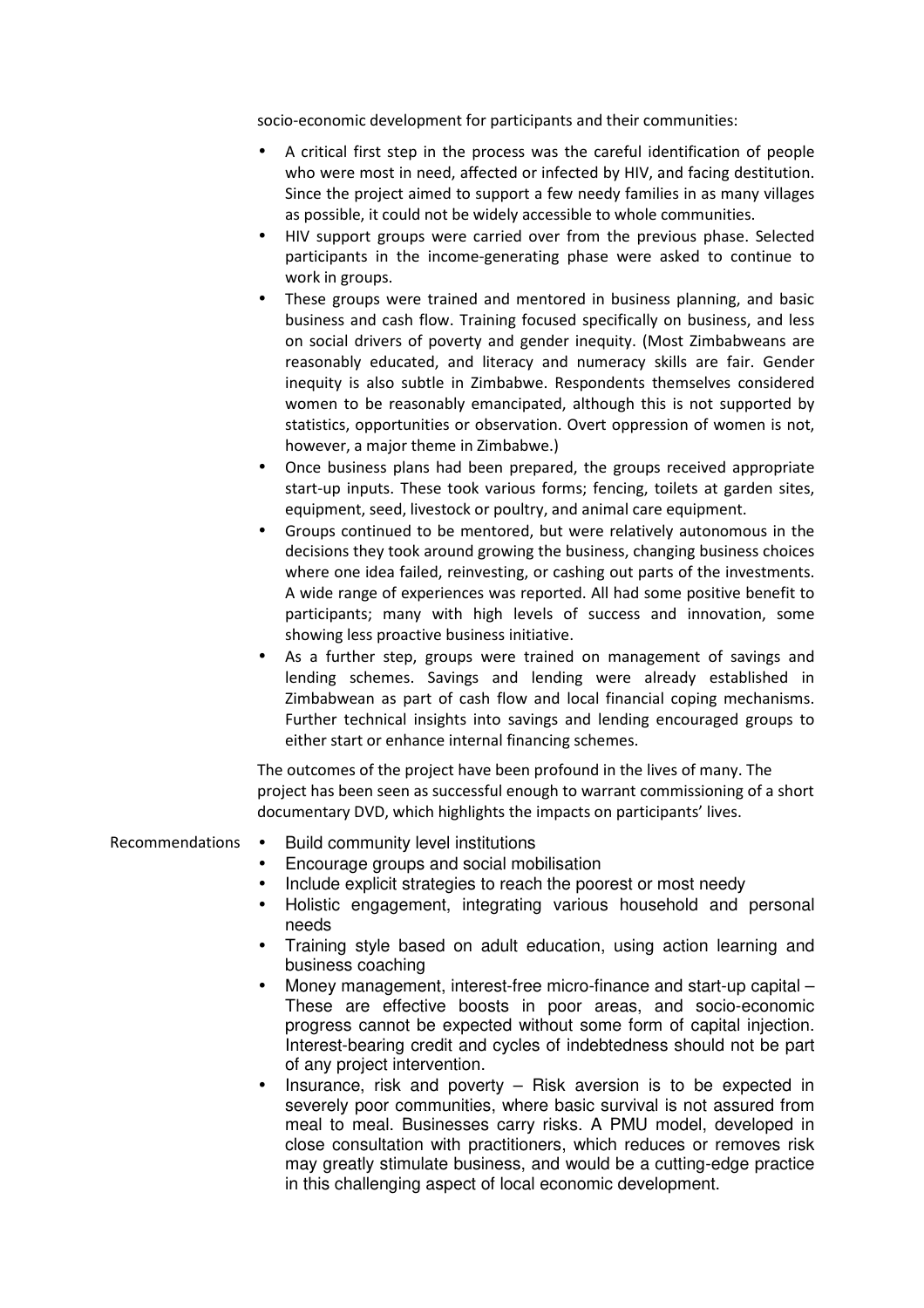socio-economic development for participants and their communities:

- A critical first step in the process was the careful identification of people who were most in need, affected or infected by HIV, and facing destitution. Since the project aimed to support a few needy families in as many villages as possible, it could not be widely accessible to whole communities.
- HIV support groups were carried over from the previous phase. Selected participants in the income-generating phase were asked to continue to work in groups.
- These groups were trained and mentored in business planning, and basic business and cash flow. Training focused specifically on business, and less on social drivers of poverty and gender inequity. (Most Zimbabweans are reasonably educated, and literacy and numeracy skills are fair. Gender inequity is also subtle in Zimbabwe. Respondents themselves considered women to be reasonably emancipated, although this is not supported by statistics, opportunities or observation. Overt oppression of women is not, however, a major theme in Zimbabwe.)
- Once business plans had been prepared, the groups received appropriate start-up inputs. These took various forms; fencing, toilets at garden sites, equipment, seed, livestock or poultry, and animal care equipment.
- Groups continued to be mentored, but were relatively autonomous in the decisions they took around growing the business, changing business choices where one idea failed, reinvesting, or cashing out parts of the investments. A wide range of experiences was reported. All had some positive benefit to participants; many with high levels of success and innovation, some showing less proactive business initiative.
- As a further step, groups were trained on management of savings and lending schemes. Savings and lending were already established in Zimbabwean as part of cash flow and local financial coping mechanisms. Further technical insights into savings and lending encouraged groups to either start or enhance internal financing schemes.

The outcomes of the project have been profound in the lives of many. The project has been seen as successful enough to warrant commissioning of a short documentary DVD, which highlights the impacts on participants' lives.

**Recommendations**

- Build community level institutions
- Encourage groups and social mobilisation
- Include explicit strategies to reach the poorest or most needy
- Holistic engagement, integrating various household and personal needs
- Training style based on adult education, using action learning and business coaching
- Money management, interest-free micro-finance and start-up capital – These are effective boosts in poor areas, and socio-economic progress cannot be expected without some form of capital injection. Interest-bearing credit and cycles of indebtedness should not be part of any project intervention.
- Insurance, risk and poverty – Risk aversion is to be expected in severely poor communities, where basic survival is not assured from meal to meal. Businesses carry risks. A PMU model, developed in close consultation with practitioners, which reduces or removes risk may greatly stimulate business, and would be a cutting-edge practice in this challenging aspect of local economic development.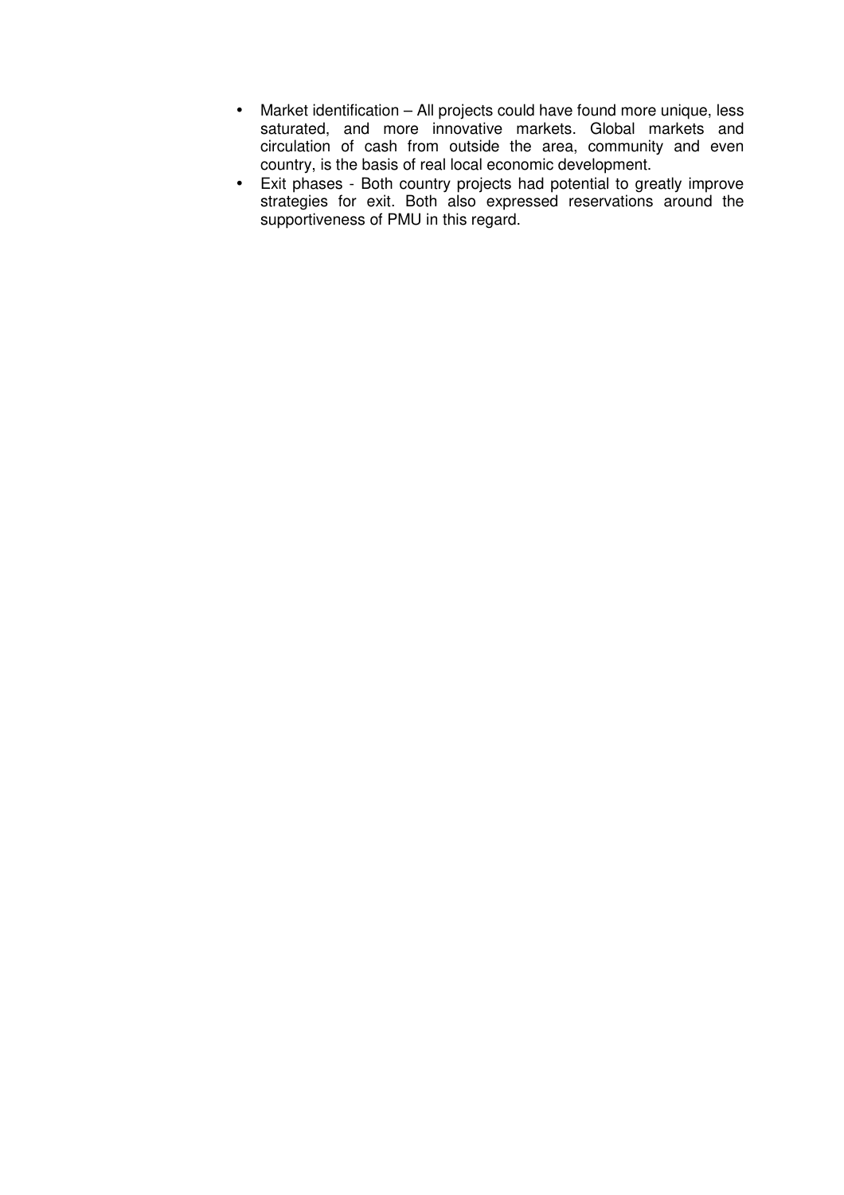- Market identification – All projects could have found more unique, less saturated, and more innovative markets. Global markets and circulation of cash from outside the area, community and even country, is the basis of real local economic development.
- Exit phases - Both country projects had potential to greatly improve strategies for exit. Both also expressed reservations around the supportiveness of PMU in this regard.